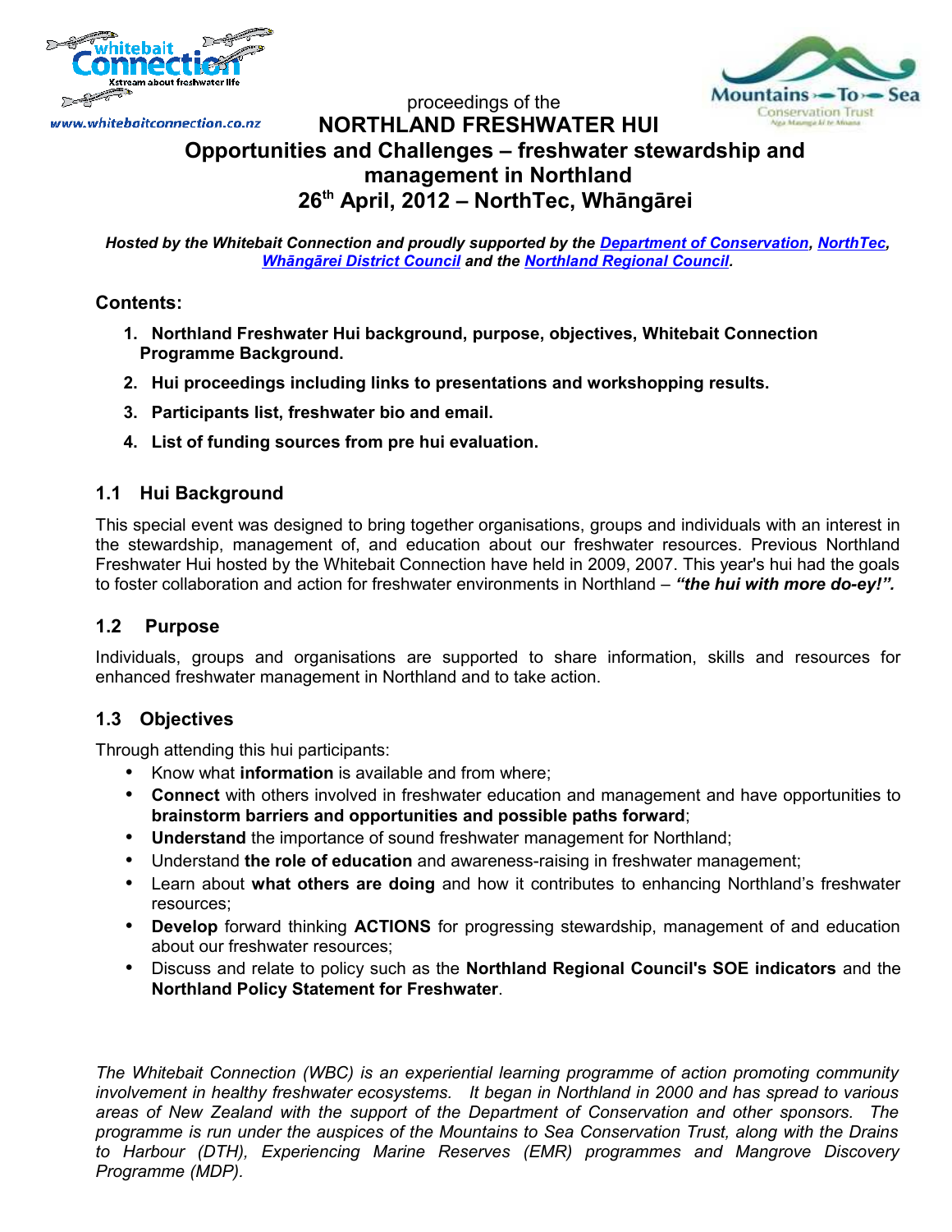www.whitebaitconnection.co.nz

proceedings of the

# NORTHLAND FRESHWATER HUI

## Opportunities and Challenges – freshwater stewardship and management in Northland

## 26th April, 2012 – NorthTec, Whāngārei

***Hosted by the Whitebait Connection and proudly supported by the Department of Conservation, NorthTec, Whāngārei District Council and the Northland Regional Council.***

### Contents:

1. **Northland Freshwater Hui background, purpose, objectives, Whitebait Connection Programme Background.**
2. **Hui proceedings including links to presentations and workshopping results.**
3. **Participants list, freshwater bio and email.**
4. **List of funding sources from pre hui evaluation.**

### 1.1 Hui Background

This special event was designed to bring together organisations, groups and individuals with an interest in the stewardship, management of, and education about our freshwater resources. Previous Northland Freshwater Hui hosted by the Whitebait Connection have held in 2009, 2007. This year's hui had the goals to foster collaboration and action for freshwater environments in Northland – ***"the hui with more do-ey!".***

### 1.2 Purpose

Individuals, groups and organisations are supported to share information, skills and resources for enhanced freshwater management in Northland and to take action.

### 1.3 Objectives

Through attending this hui participants:

- Know what **information** is available and from where;
- **Connect** with others involved in freshwater education and management and have opportunities to **brainstorm barriers and opportunities and possible paths forward**;
- **Understand** the importance of sound freshwater management for Northland;
- Understand **the role of education** and awareness-raising in freshwater management;
- Learn about **what others are doing** and how it contributes to enhancing Northland's freshwater resources;
- **Develop** forward thinking **ACTIONS** for progressing stewardship, management of and education about our freshwater resources;
- Discuss and relate to policy such as the **Northland Regional Council's SOE indicators** and the **Northland Policy Statement for Freshwater**.

*The Whitebait Connection (WBC) is an experiential learning programme of action promoting community involvement in healthy freshwater ecosystems. It began in Northland in 2000 and has spread to various areas of New Zealand with the support of the Department of Conservation and other sponsors. The programme is run under the auspices of the Mountains to Sea Conservation Trust, along with the Drains to Harbour (DTH), Experiencing Marine Reserves (EMR) programmes and Mangrove Discovery Programme (MDP).*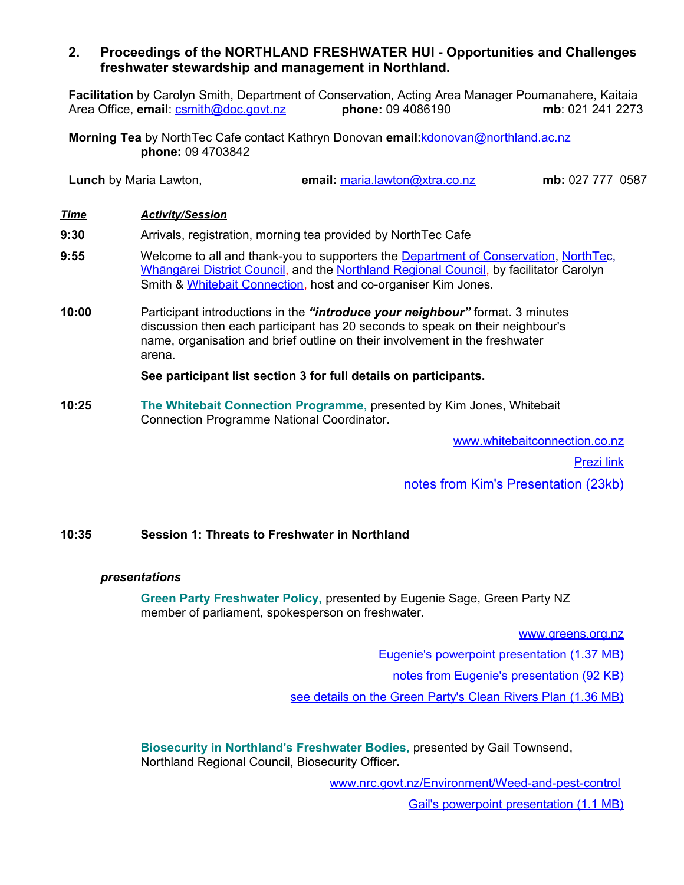## 2. Proceedings of the NORTHLAND FRESHWATER HUI - Opportunities and Challenges freshwater stewardship and management in Northland.

**Facilitation** by Carolyn Smith, Department of Conservation, Acting Area Manager Poumanahere, Kaitaia Area Office, **email**: csmith@doc.govt.nz **phone:** 09 4086190 **mb**: 021 241 2273

**Morning Tea** by NorthTec Cafe contact Kathryn Donovan **email**:kdonovan@northland.ac.nz **phone:** 09 4703842

**Lunch** by Maria Lawton, **email:** maria.lawton@xtra.co.nz **mb:** 027 777 0587

| ***Time*** | ***Activity/Session*** |
|---|---|
| **9:30** | Arrivals, registration, morning tea provided by NorthTec Cafe |
| **9:55** | Welcome to all and thank-you to supporters the Department of Conservation, NorthTec, Whāngārei District Council, and the Northland Regional Council, by facilitator Carolyn Smith & Whitebait Connection, host and co-organiser Kim Jones. |
| **10:00** | Participant introductions in the ***"introduce your neighbour"*** format. 3 minutes discussion then each participant has 20 seconds to speak on their neighbour's name, organisation and brief outline on their involvement in the freshwater arena. **See participant list section 3 for full details on participants.** |
| **10:25** | **The Whitebait Connection Programme,** presented by Kim Jones, Whitebait Connection Programme National Coordinator. |

www.whitebaitconnection.co.nz

Prezi link

notes from Kim's Presentation (23kb)

**10:35 Session 1: Threats to Freshwater in Northland**

***presentations***

**Green Party Freshwater Policy,** presented by Eugenie Sage, Green Party NZ member of parliament, spokesperson on freshwater.

www.greens.org.nz

Eugenie's powerpoint presentation (1.37 MB)

notes from Eugenie's presentation (92 KB)

see details on the Green Party's Clean Rivers Plan (1.36 MB)

**Biosecurity in Northland's Freshwater Bodies,** presented by Gail Townsend, Northland Regional Council, Biosecurity Officer**.**

www.nrc.govt.nz/Environment/Weed-and-pest-control

Gail's powerpoint presentation (1.1 MB)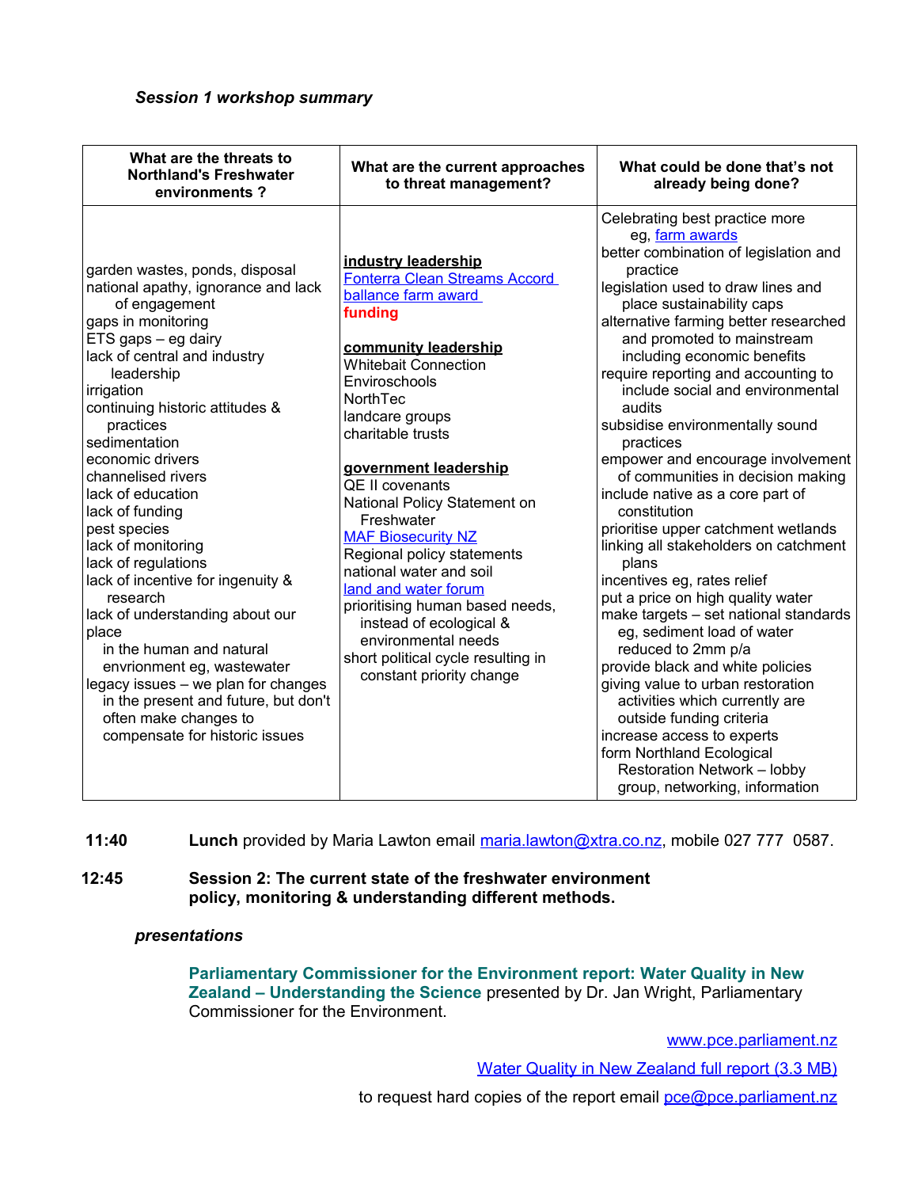***Session 1 workshop summary***

| What are the threats to Northland's Freshwater environments ? | What are the current approaches to threat management? | What could be done that's not already being done? |
|---|---|---|
| garden wastes, ponds, disposal<br>national apathy, ignorance and lack of engagement<br>gaps in monitoring<br>ETS gaps – eg dairy<br>lack of central and industry leadership<br>irrigation<br>continuing historic attitudes & practices<br>sedimentation<br>economic drivers<br>channelised rivers<br>lack of education<br>lack of funding<br>pest species<br>lack of monitoring<br>lack of regulations<br>lack of incentive for ingenuity & research<br>lack of understanding about our place<br>in the human and natural envrionment eg, wastewater<br>legacy issues – we plan for changes in the present and future, but don't often make changes to compensate for historic issues | **industry leadership**<br>Fonterra Clean Streams Accord<br>ballance farm award<br>**funding**<br><br>**community leadership**<br>Whitebait Connection<br>Enviroschools<br>NorthTec<br>landcare groups<br>charitable trusts<br><br>**government leadership**<br>QE II covenants<br>National Policy Statement on Freshwater<br>MAF Biosecurity NZ<br>Regional policy statements<br>national water and soil<br>land and water forum<br>prioritising human based needs, instead of ecological & environmental needs<br>short political cycle resulting in constant priority change | Celebrating best practice more eg, farm awards<br>better combination of legislation and practice<br>legislation used to draw lines and place sustainability caps<br>alternative farming better researched and promoted to mainstream including economic benefits<br>require reporting and accounting to include social and environmental audits<br>subsidise environmentally sound practices<br>empower and encourage involvement of communities in decision making<br>include native as a core part of constitution<br>prioritise upper catchment wetlands<br>linking all stakeholders on catchment plans<br>incentives eg, rates relief<br>put a price on high quality water<br>make targets – set national standards eg, sediment load of water reduced to 2mm p/a<br>provide black and white policies<br>giving value to urban restoration activities which currently are outside funding criteria<br>increase access to experts<br>form Northland Ecological Restoration Network – lobby group, networking, information |

**11:40** **Lunch** provided by Maria Lawton email maria.lawton@xtra.co.nz, mobile 027 777 0587.

**12:45** **Session 2: The current state of the freshwater environment policy, monitoring & understanding different methods.**

***presentations***

**Parliamentary Commissioner for the Environment report: Water Quality in New Zealand – Understanding the Science** presented by Dr. Jan Wright, Parliamentary Commissioner for the Environment.

www.pce.parliament.nz

Water Quality in New Zealand full report (3.3 MB)

to request hard copies of the report email pce@pce.parliament.nz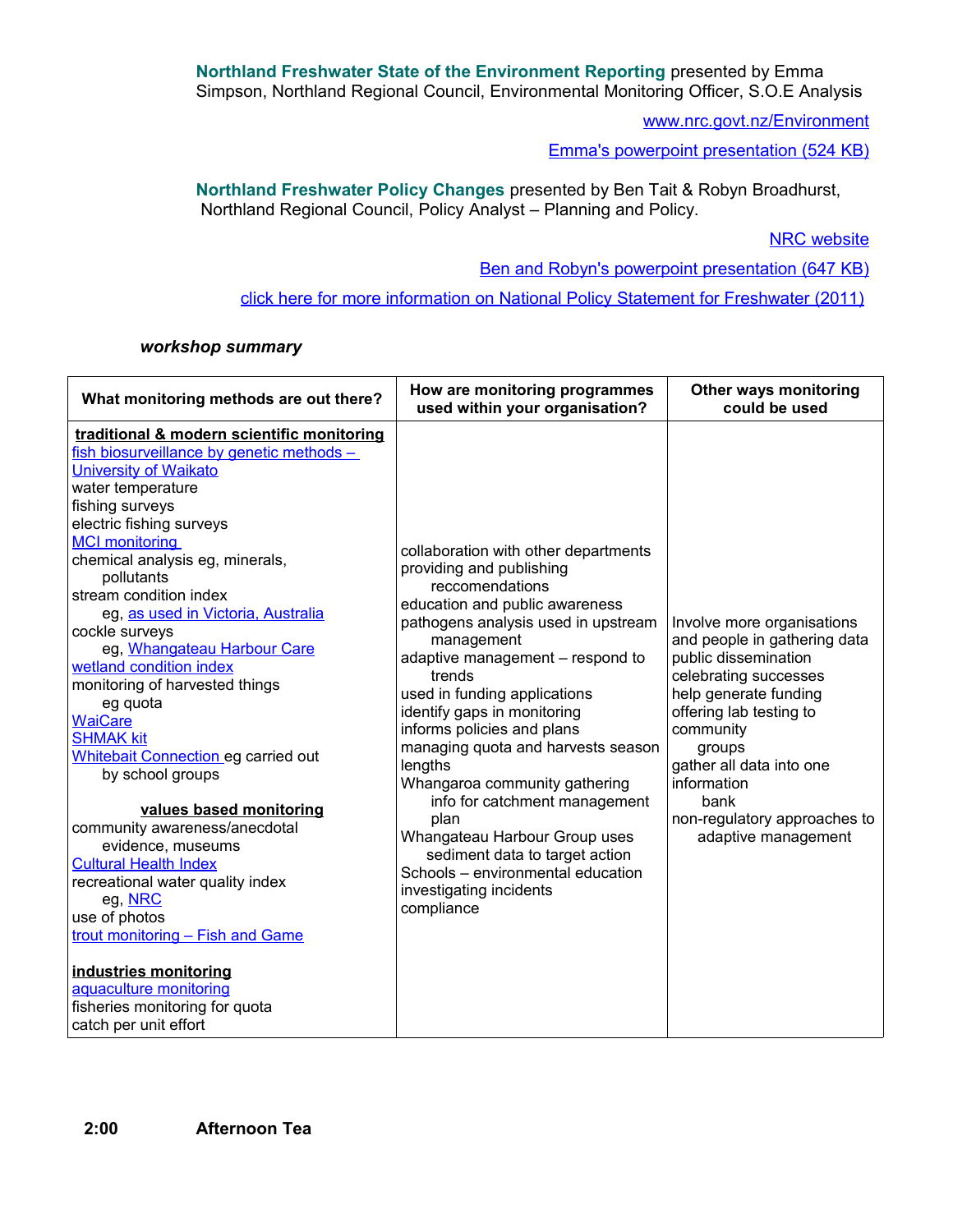**Northland Freshwater State of the Environment Reporting** presented by Emma Simpson, Northland Regional Council, Environmental Monitoring Officer, S.O.E Analysis

www.nrc.govt.nz/Environment

Emma's powerpoint presentation (524 KB)

**Northland Freshwater Policy Changes** presented by Ben Tait & Robyn Broadhurst, Northland Regional Council, Policy Analyst – Planning and Policy.

NRC website

Ben and Robyn's powerpoint presentation (647 KB)

click here for more information on National Policy Statement for Freshwater (2011)

***workshop summary***

| What monitoring methods are out there? | How are monitoring programmes used within your organisation? | Other ways monitoring could be used |
|---|---|---|
| **traditional & modern scientific monitoring**<br>fish biosurveillance by genetic methods – University of Waikato<br>water temperature<br>fishing surveys<br>electric fishing surveys<br>MCI monitoring<br>chemical analysis eg, minerals, pollutants<br>stream condition index<br>eg, as used in Victoria, Australia<br>cockle surveys<br>eg, Whangateau Harbour Care<br>wetland condition index<br>monitoring of harvested things<br>eg quota<br>WaiCare<br>SHMAK kit<br>Whitebait Connection eg carried out by school groups<br><br>**values based monitoring**<br>community awareness/anecdotal evidence, museums<br>Cultural Health Index<br>recreational water quality index<br>eg, NRC<br>use of photos<br>trout monitoring – Fish and Game<br><br>**industries monitoring**<br>aquaculture monitoring<br>fisheries monitoring for quota<br>catch per unit effort | collaboration with other departments<br>providing and publishing reccomendations<br>education and public awareness<br>pathogens analysis used in upstream management<br>adaptive management – respond to trends<br>used in funding applications<br>identify gaps in monitoring<br>informs policies and plans<br>managing quota and harvests season lengths<br>Whangaroa community gathering info for catchment management plan<br>Whangateau Harbour Group uses sediment data to target action<br>Schools – environmental education<br>investigating incidents<br>compliance | Involve more organisations and people in gathering data<br>public dissemination<br>celebrating successes<br>help generate funding<br>offering lab testing to community groups<br>gather all data into one information bank<br>non-regulatory approaches to adaptive management |

**2:00 Afternoon Tea**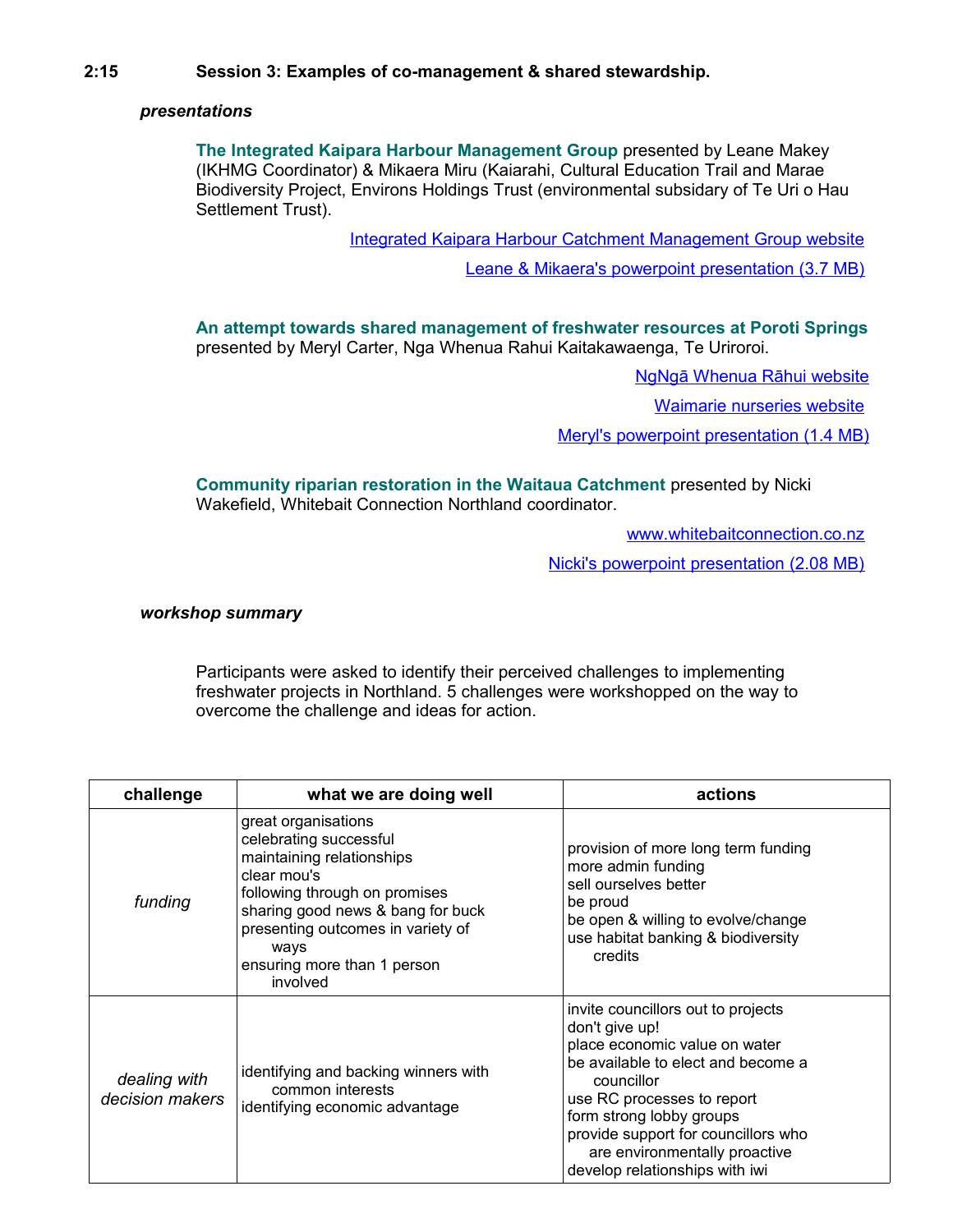**2:15 Session 3: Examples of co-management & shared stewardship.**

***presentations***

**The Integrated Kaipara Harbour Management Group** presented by Leane Makey (IKHMG Coordinator) & Mikaera Miru (Kaiarahi, Cultural Education Trail and Marae Biodiversity Project, Environs Holdings Trust (environmental subsidary of Te Uri o Hau Settlement Trust).

Integrated Kaipara Harbour Catchment Management Group website

Leane & Mikaera's powerpoint presentation (3.7 MB)

**An attempt towards shared management of freshwater resources at Poroti Springs** presented by Meryl Carter, Nga Whenua Rahui Kaitakawaenga, Te Uriroroi.

NgNgā Whenua Rāhui website

Waimarie nurseries website

Meryl's powerpoint presentation (1.4 MB)

**Community riparian restoration in the Waitaua Catchment** presented by Nicki Wakefield, Whitebait Connection Northland coordinator.

www.whitebaitconnection.co.nz

Nicki's powerpoint presentation (2.08 MB)

***workshop summary***

Participants were asked to identify their perceived challenges to implementing freshwater projects in Northland. 5 challenges were workshopped on the way to overcome the challenge and ideas for action.

| challenge | what we are doing well | actions |
|---|---|---|
| *funding* | great organisations<br>celebrating successful<br>maintaining relationships<br>clear mou's<br>following through on promises<br>sharing good news & bang for buck<br>presenting outcomes in variety of ways<br>ensuring more than 1 person involved | provision of more long term funding<br>more admin funding<br>sell ourselves better<br>be proud<br>be open & willing to evolve/change<br>use habitat banking & biodiversity credits |
| *dealing with decision makers* | identifying and backing winners with common interests<br>identifying economic advantage | invite councillors out to projects<br>don't give up!<br>place economic value on water<br>be available to elect and become a councillor<br>use RC processes to report<br>form strong lobby groups<br>provide support for councillors who are environmentally proactive<br>develop relationships with iwi |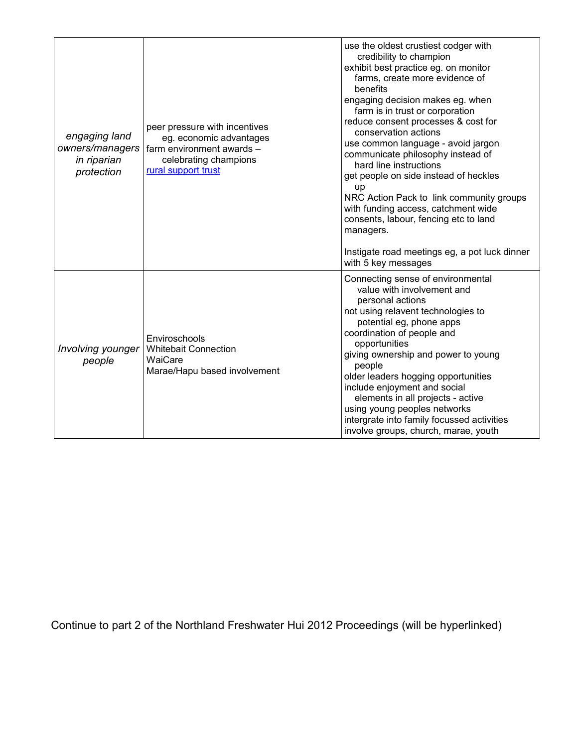| | | |
|---|---|---|
| *engaging land owners/managers in riparian protection* | peer pressure with incentives eg. economic advantages<br>farm environment awards – celebrating champions<br>[rural support trust]() | use the oldest crustiest codger with credibility to champion<br>exhibit best practice eg. on monitor farms, create more evidence of benefits<br>engaging decision makes eg. when farm is in trust or corporation<br>reduce consent processes & cost for conservation actions<br>use common language - avoid jargon<br>communicate philosophy instead of hard line instructions<br>get people on side instead of heckles up<br>NRC Action Pack to link community groups with funding access, catchment wide consents, labour, fencing etc to land managers.<br><br>Instigate road meetings eg, a pot luck dinner with 5 key messages |
| *Involving younger people* | Enviroschools<br>Whitebait Connection<br>WaiCare<br>Marae/Hapu based involvement | Connecting sense of environmental value with involvement and personal actions<br>not using relavent technologies to potential eg, phone apps<br>coordination of people and opportunities<br>giving ownership and power to young people<br>older leaders hogging opportunities<br>include enjoyment and social elements in all projects - active<br>using young peoples networks<br>intergrate into family focussed activities<br>involve groups, church, marae, youth |

Continue to part 2 of the Northland Freshwater Hui 2012 Proceedings (will be hyperlinked)